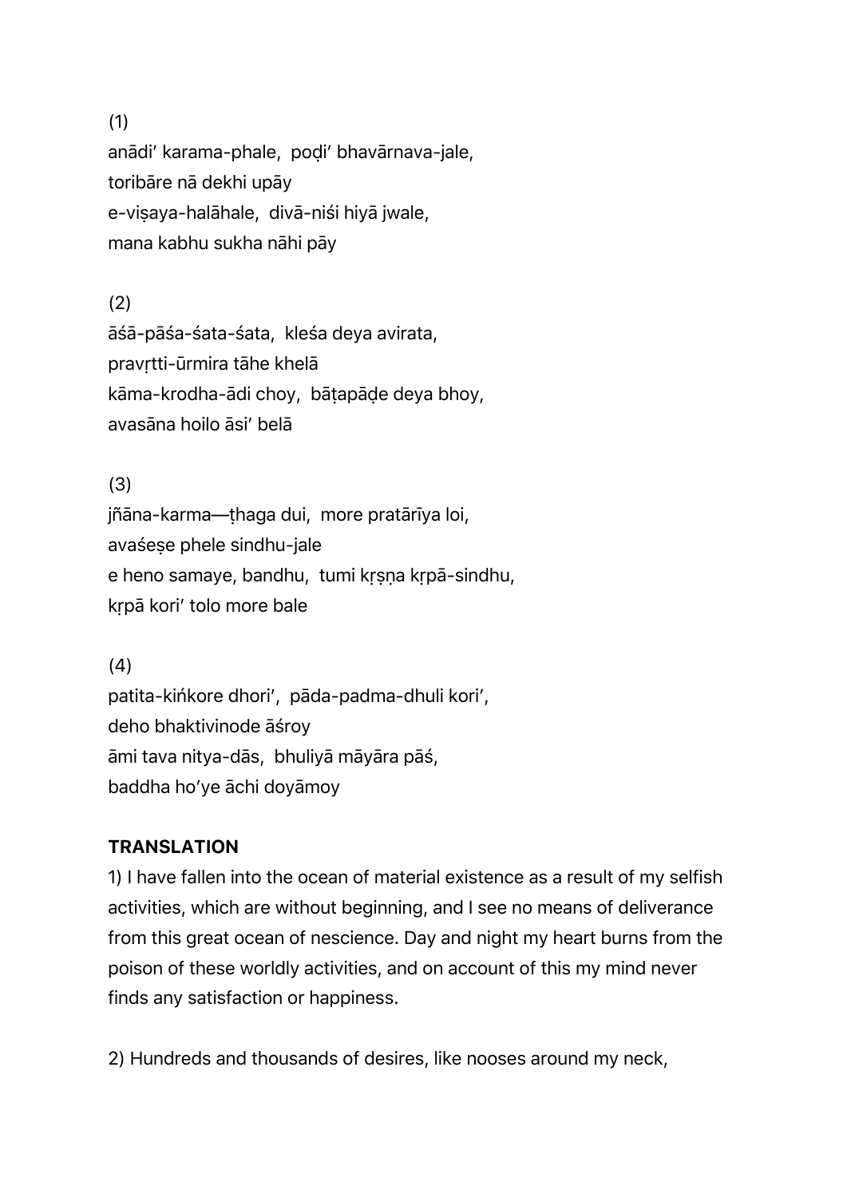(1)
anādi' karama-phale, poḍi' bhavārnava-jale,
toribāre nā dekhi upāy
e-viṣaya-halāhale, divā-niśi hiyā jwale,
mana kabhu sukha nāhi pāy

(2)
āśā-pāśa-śata-śata, kleśa deya avirata,
pravṛtti-ūrmira tāhe khelā
kāma-krodha-ādi choy, bāṭapāḍe deya bhoy,
avasāna hoilo āsi' belā

(3)
jñāna-karma—ṭhaga dui, more pratārīya loi,
avaśeṣe phele sindhu-jale
e heno samaye, bandhu, tumi kṛṣṇa kṛpā-sindhu,
kṛpā kori' tolo more bale

(4)
patita-kiṅkore dhori', pāda-padma-dhuli kori',
deho bhaktivinode āśroy
āmi tava nitya-dās, bhuliyā māyāra pāś,
baddha ho'ye āchi doyāmoy

**TRANSLATION**

1) I have fallen into the ocean of material existence as a result of my selfish activities, which are without beginning, and I see no means of deliverance from this great ocean of nescience. Day and night my heart burns from the poison of these worldly activities, and on account of this my mind never finds any satisfaction or happiness.

2) Hundreds and thousands of desires, like nooses around my neck,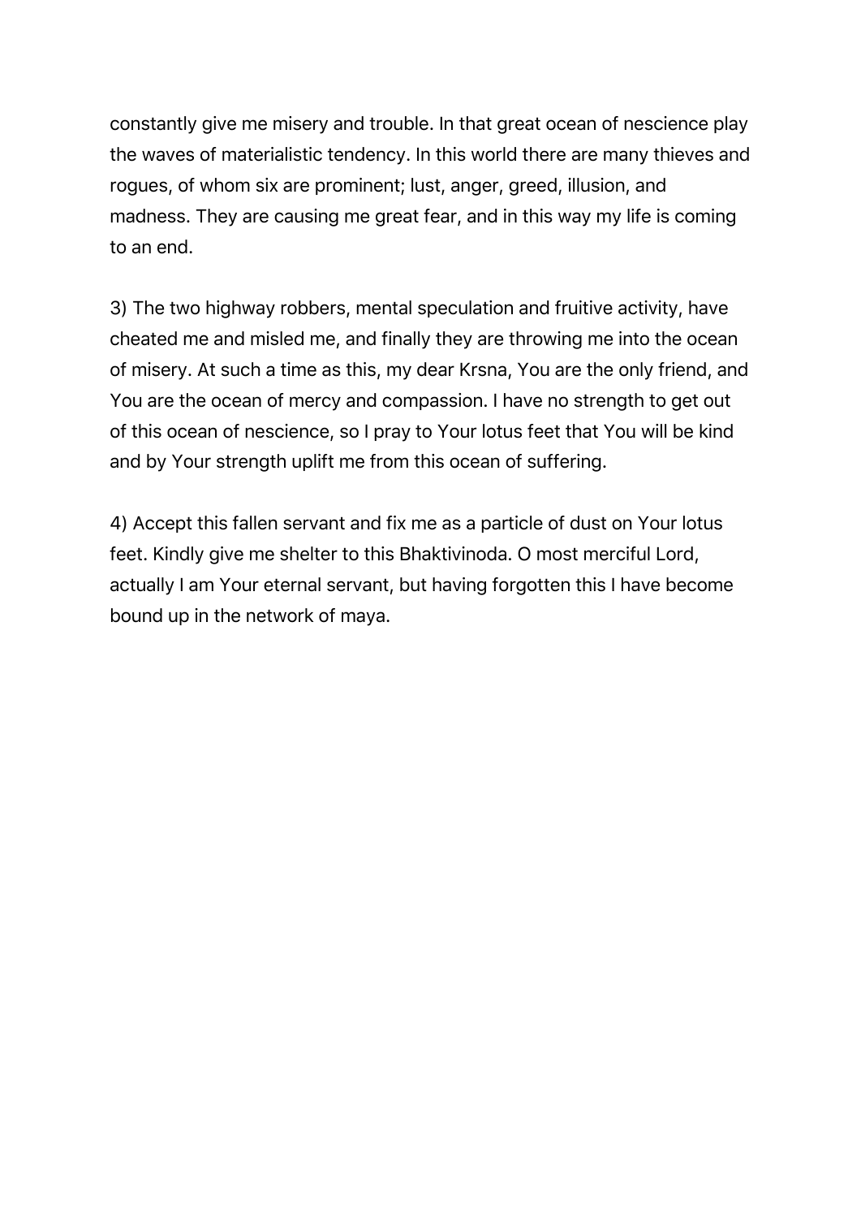constantly give me misery and trouble. In that great ocean of nescience play the waves of materialistic tendency. In this world there are many thieves and rogues, of whom six are prominent; lust, anger, greed, illusion, and madness. They are causing me great fear, and in this way my life is coming to an end.

3) The two highway robbers, mental speculation and fruitive activity, have cheated me and misled me, and finally they are throwing me into the ocean of misery. At such a time as this, my dear Krsna, You are the only friend, and You are the ocean of mercy and compassion. I have no strength to get out of this ocean of nescience, so I pray to Your lotus feet that You will be kind and by Your strength uplift me from this ocean of suffering.

4) Accept this fallen servant and fix me as a particle of dust on Your lotus feet. Kindly give me shelter to this Bhaktivinoda. O most merciful Lord, actually I am Your eternal servant, but having forgotten this I have become bound up in the network of maya.